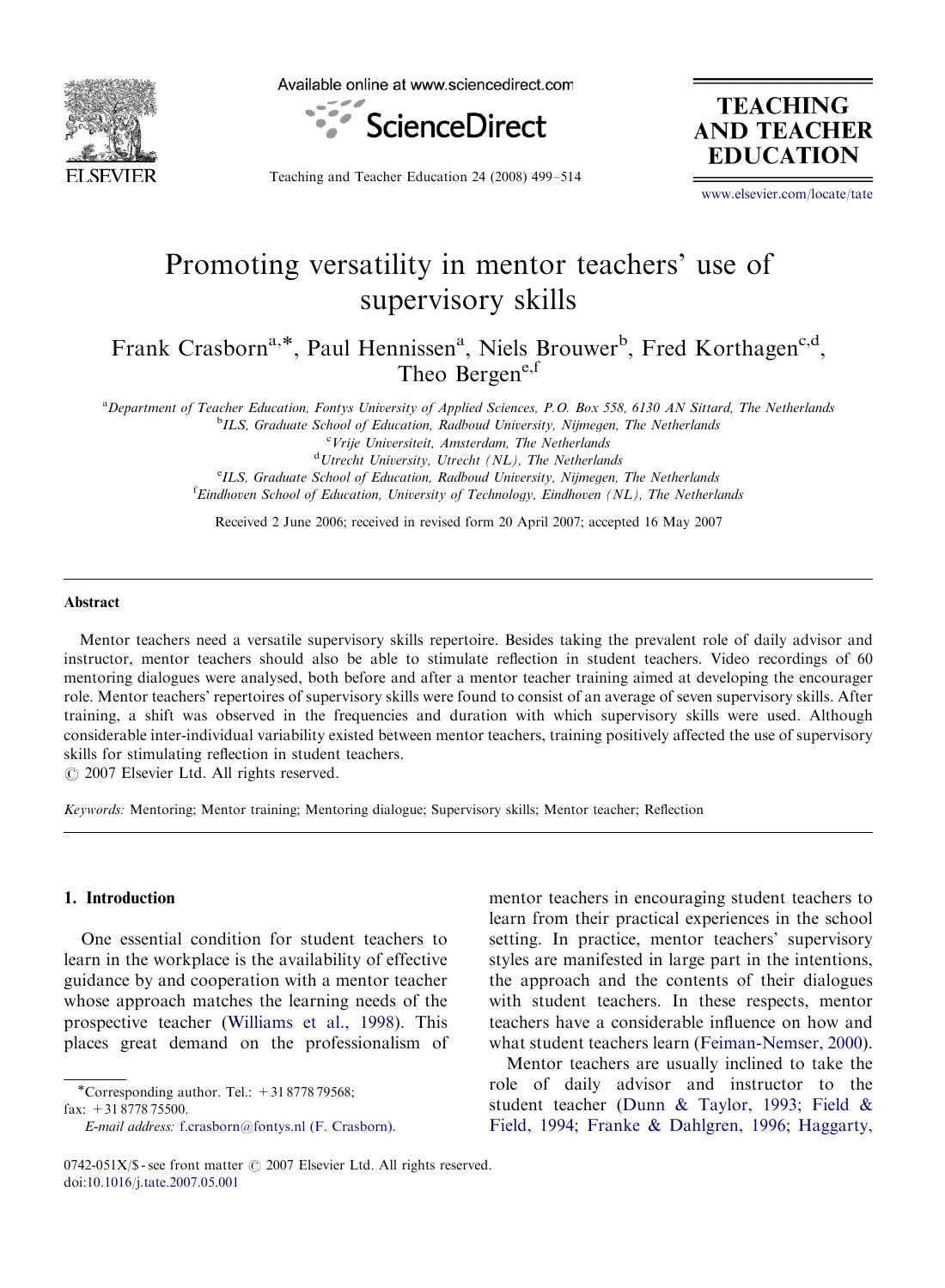# Promoting versatility in mentor teachers' use of supervisory skills

Frank Crasborn[a,*], Paul Hennissen[a], Niels Brouwer[b], Fred Korthagen[c,d], Theo Bergen[e,f]

[a]*Department of Teacher Education, Fontys University of Applied Sciences, P.O. Box 558, 6130 AN Sittard, The Netherlands*
[b]*ILS, Graduate School of Education, Radboud University, Nijmegen, The Netherlands*
[c]*Vrije Universiteit, Amsterdam, The Netherlands*
[d]*Utrecht University, Utrecht (NL), The Netherlands*
[e]*ILS, Graduate School of Education, Radboud University, Nijmegen, The Netherlands*
[f]*Eindhoven School of Education, University of Technology, Eindhoven (NL), The Netherlands*

Received 2 June 2006; received in revised form 20 April 2007; accepted 16 May 2007

## Abstract

Mentor teachers need a versatile supervisory skills repertoire. Besides taking the prevalent role of daily advisor and instructor, mentor teachers should also be able to stimulate reflection in student teachers. Video recordings of 60 mentoring dialogues were analysed, both before and after a mentor teacher training aimed at developing the encourager role. Mentor teachers' repertoires of supervisory skills were found to consist of an average of seven supervisory skills. After training, a shift was observed in the frequencies and duration with which supervisory skills were used. Although considerable inter-individual variability existed between mentor teachers, training positively affected the use of supervisory skills for stimulating reflection in student teachers.
© 2007 Elsevier Ltd. All rights reserved.

*Keywords:* Mentoring; Mentor training; Mentoring dialogue; Supervisory skills; Mentor teacher; Reflection

## 1. Introduction

One essential condition for student teachers to learn in the workplace is the availability of effective guidance by and cooperation with a mentor teacher whose approach matches the learning needs of the prospective teacher (Williams et al., 1998). This places great demand on the professionalism of mentor teachers in encouraging student teachers to learn from their practical experiences in the school setting. In practice, mentor teachers' supervisory styles are manifested in large part in the intentions, the approach and the contents of their dialogues with student teachers. In these respects, mentor teachers have a considerable influence on how and what student teachers learn (Feiman-Nemser, 2000).

Mentor teachers are usually inclined to take the role of daily advisor and instructor to the student teacher (Dunn & Taylor, 1993; Field & Field, 1994; Franke & Dahlgren, 1996; Haggarty,

*Corresponding author. Tel.: +31 8778 79568; fax: +31 8778 75500.
*E-mail address:* f.crasborn@fontys.nl (F. Crasborn).

0742-051X/$ - see front matter © 2007 Elsevier Ltd. All rights reserved.
doi:10.1016/j.tate.2007.05.001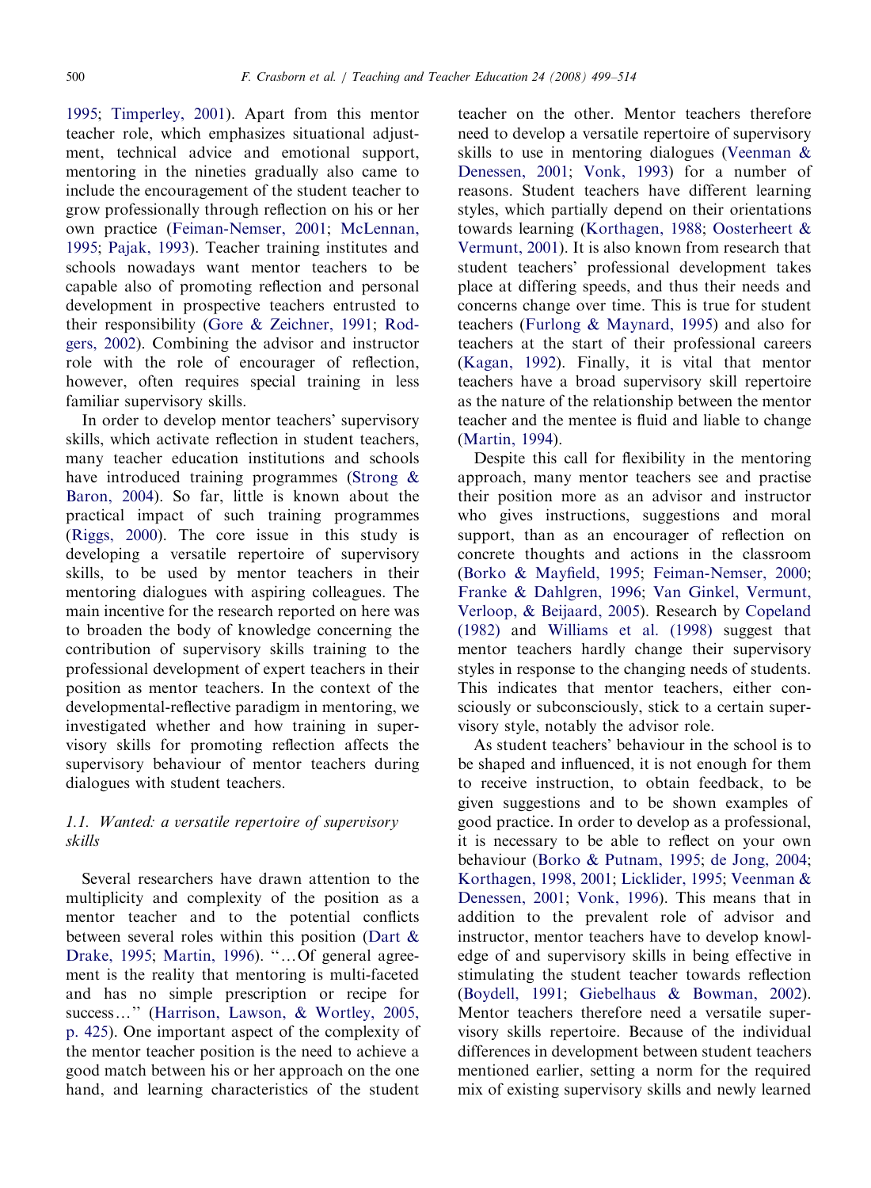1995; Timperley, 2001). Apart from this mentor teacher role, which emphasizes situational adjustment, technical advice and emotional support, mentoring in the nineties gradually also came to include the encouragement of the student teacher to grow professionally through reflection on his or her own practice (Feiman-Nemser, 2001; McLennan, 1995; Pajak, 1993). Teacher training institutes and schools nowadays want mentor teachers to be capable also of promoting reflection and personal development in prospective teachers entrusted to their responsibility (Gore & Zeichner, 1991; Rodgers, 2002). Combining the advisor and instructor role with the role of encourager of reflection, however, often requires special training in less familiar supervisory skills.

In order to develop mentor teachers' supervisory skills, which activate reflection in student teachers, many teacher education institutions and schools have introduced training programmes (Strong & Baron, 2004). So far, little is known about the practical impact of such training programmes (Riggs, 2000). The core issue in this study is developing a versatile repertoire of supervisory skills, to be used by mentor teachers in their mentoring dialogues with aspiring colleagues. The main incentive for the research reported on here was to broaden the body of knowledge concerning the contribution of supervisory skills training to the professional development of expert teachers in their position as mentor teachers. In the context of the developmental-reflective paradigm in mentoring, we investigated whether and how training in supervisory skills for promoting reflection affects the supervisory behaviour of mentor teachers during dialogues with student teachers.

### *1.1. Wanted: a versatile repertoire of supervisory skills*

Several researchers have drawn attention to the multiplicity and complexity of the position as a mentor teacher and to the potential conflicts between several roles within this position (Dart & Drake, 1995; Martin, 1996). "…Of general agreement is the reality that mentoring is multi-faceted and has no simple prescription or recipe for success…" (Harrison, Lawson, & Wortley, 2005, p. 425). One important aspect of the complexity of the mentor teacher position is the need to achieve a good match between his or her approach on the one hand, and learning characteristics of the student teacher on the other. Mentor teachers therefore need to develop a versatile repertoire of supervisory skills to use in mentoring dialogues (Veenman & Denessen, 2001; Vonk, 1993) for a number of reasons. Student teachers have different learning styles, which partially depend on their orientations towards learning (Korthagen, 1988; Oosterheert & Vermunt, 2001). It is also known from research that student teachers' professional development takes place at differing speeds, and thus their needs and concerns change over time. This is true for student teachers (Furlong & Maynard, 1995) and also for teachers at the start of their professional careers (Kagan, 1992). Finally, it is vital that mentor teachers have a broad supervisory skill repertoire as the nature of the relationship between the mentor teacher and the mentee is fluid and liable to change (Martin, 1994).

Despite this call for flexibility in the mentoring approach, many mentor teachers see and practise their position more as an advisor and instructor who gives instructions, suggestions and moral support, than as an encourager of reflection on concrete thoughts and actions in the classroom (Borko & Mayfield, 1995; Feiman-Nemser, 2000; Franke & Dahlgren, 1996; Van Ginkel, Vermunt, Verloop, & Beijaard, 2005). Research by Copeland (1982) and Williams et al. (1998) suggest that mentor teachers hardly change their supervisory styles in response to the changing needs of students. This indicates that mentor teachers, either consciously or subconsciously, stick to a certain supervisory style, notably the advisor role.

As student teachers' behaviour in the school is to be shaped and influenced, it is not enough for them to receive instruction, to obtain feedback, to be given suggestions and to be shown examples of good practice. In order to develop as a professional, it is necessary to be able to reflect on your own behaviour (Borko & Putnam, 1995; de Jong, 2004; Korthagen, 1998, 2001; Licklider, 1995; Veenman & Denessen, 2001; Vonk, 1996). This means that in addition to the prevalent role of advisor and instructor, mentor teachers have to develop knowledge of and supervisory skills in being effective in stimulating the student teacher towards reflection (Boydell, 1991; Giebelhaus & Bowman, 2002). Mentor teachers therefore need a versatile supervisory skills repertoire. Because of the individual differences in development between student teachers mentioned earlier, setting a norm for the required mix of existing supervisory skills and newly learned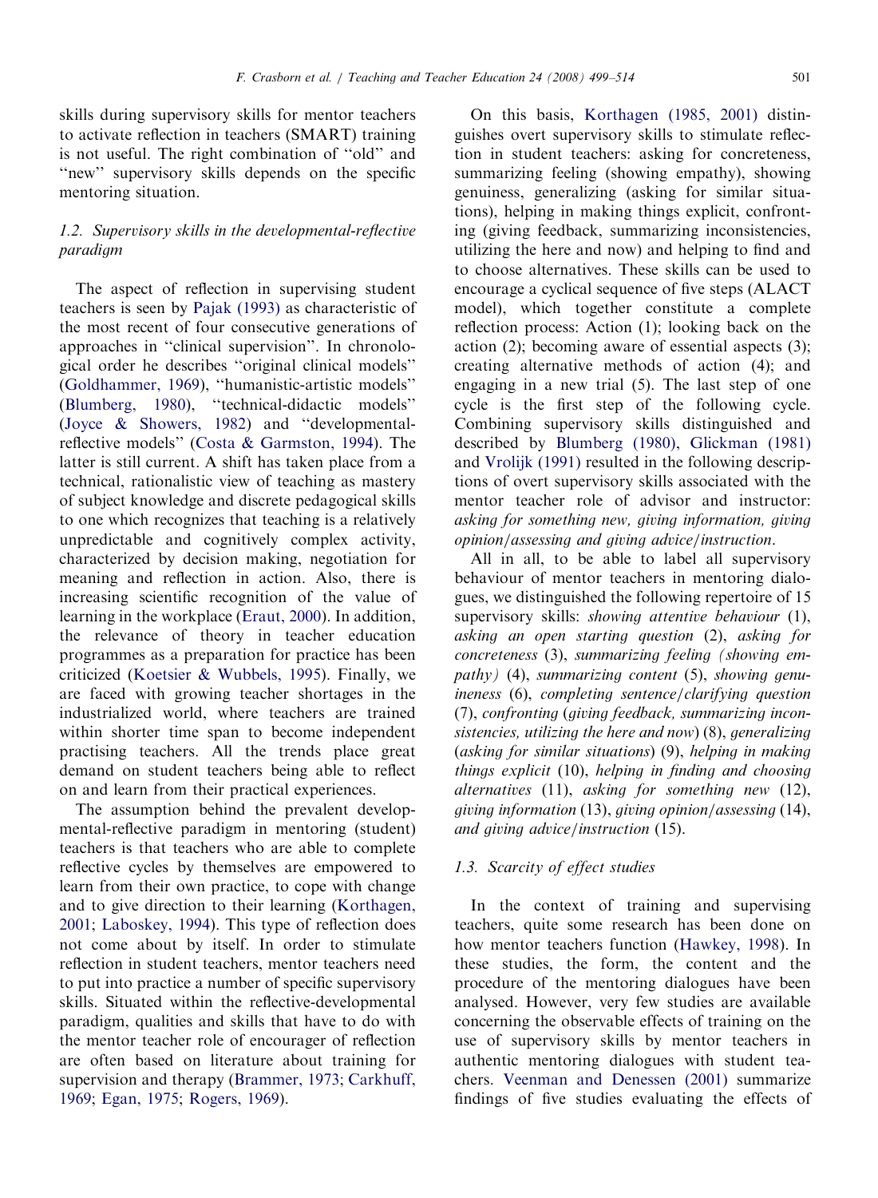skills during supervisory skills for mentor teachers to activate reflection in teachers (SMART) training is not useful. The right combination of "old" and "new" supervisory skills depends on the specific mentoring situation.

### 1.2. Supervisory skills in the developmental-reflective paradigm

The aspect of reflection in supervising student teachers is seen by Pajak (1993) as characteristic of the most recent of four consecutive generations of approaches in "clinical supervision". In chronological order he describes "original clinical models" (Goldhammer, 1969), "humanistic-artistic models" (Blumberg, 1980), "technical-didactic models" (Joyce & Showers, 1982) and "developmental-reflective models" (Costa & Garmston, 1994). The latter is still current. A shift has taken place from a technical, rationalistic view of teaching as mastery of subject knowledge and discrete pedagogical skills to one which recognizes that teaching is a relatively unpredictable and cognitively complex activity, characterized by decision making, negotiation for meaning and reflection in action. Also, there is increasing scientific recognition of the value of learning in the workplace (Eraut, 2000). In addition, the relevance of theory in teacher education programmes as a preparation for practice has been criticized (Koetsier & Wubbels, 1995). Finally, we are faced with growing teacher shortages in the industrialized world, where teachers are trained within shorter time span to become independent practising teachers. All the trends place great demand on student teachers being able to reflect on and learn from their practical experiences.

The assumption behind the prevalent developmental-reflective paradigm in mentoring (student) teachers is that teachers who are able to complete reflective cycles by themselves are empowered to learn from their own practice, to cope with change and to give direction to their learning (Korthagen, 2001; Laboskey, 1994). This type of reflection does not come about by itself. In order to stimulate reflection in student teachers, mentor teachers need to put into practice a number of specific supervisory skills. Situated within the reflective-developmental paradigm, qualities and skills that have to do with the mentor teacher role of encourager of reflection are often based on literature about training for supervision and therapy (Brammer, 1973; Carkhuff, 1969; Egan, 1975; Rogers, 1969).

On this basis, Korthagen (1985, 2001) distinguishes overt supervisory skills to stimulate reflection in student teachers: asking for concreteness, summarizing feeling (showing empathy), showing genuiness, generalizing (asking for similar situations), helping in making things explicit, confronting (giving feedback, summarizing inconsistencies, utilizing the here and now) and helping to find and to choose alternatives. These skills can be used to encourage a cyclical sequence of five steps (ALACT model), which together constitute a complete reflection process: Action (1); looking back on the action (2); becoming aware of essential aspects (3); creating alternative methods of action (4); and engaging in a new trial (5). The last step of one cycle is the first step of the following cycle. Combining supervisory skills distinguished and described by Blumberg (1980), Glickman (1981) and Vrolijk (1991) resulted in the following descriptions of overt supervisory skills associated with the mentor teacher role of advisor and instructor: *asking for something new, giving information, giving opinion/assessing and giving advice/instruction*.

All in all, to be able to label all supervisory behaviour of mentor teachers in mentoring dialogues, we distinguished the following repertoire of 15 supervisory skills: *showing attentive behaviour* (1), *asking an open starting question* (2), *asking for concreteness* (3), *summarizing feeling (showing empathy)* (4), *summarizing content* (5), *showing genuineness* (6), *completing sentence/clarifying question* (7), *confronting* (*giving feedback, summarizing inconsistencies, utilizing the here and now*) (8), *generalizing* (*asking for similar situations*) (9), *helping in making things explicit* (10), *helping in finding and choosing alternatives* (11), *asking for something new* (12), *giving information* (13), *giving opinion/assessing* (14), *and giving advice/instruction* (15).

### 1.3. Scarcity of effect studies

In the context of training and supervising teachers, quite some research has been done on how mentor teachers function (Hawkey, 1998). In these studies, the form, the content and the procedure of the mentoring dialogues have been analysed. However, very few studies are available concerning the observable effects of training on the use of supervisory skills by mentor teachers in authentic mentoring dialogues with student teachers. Veenman and Denessen (2001) summarize findings of five studies evaluating the effects of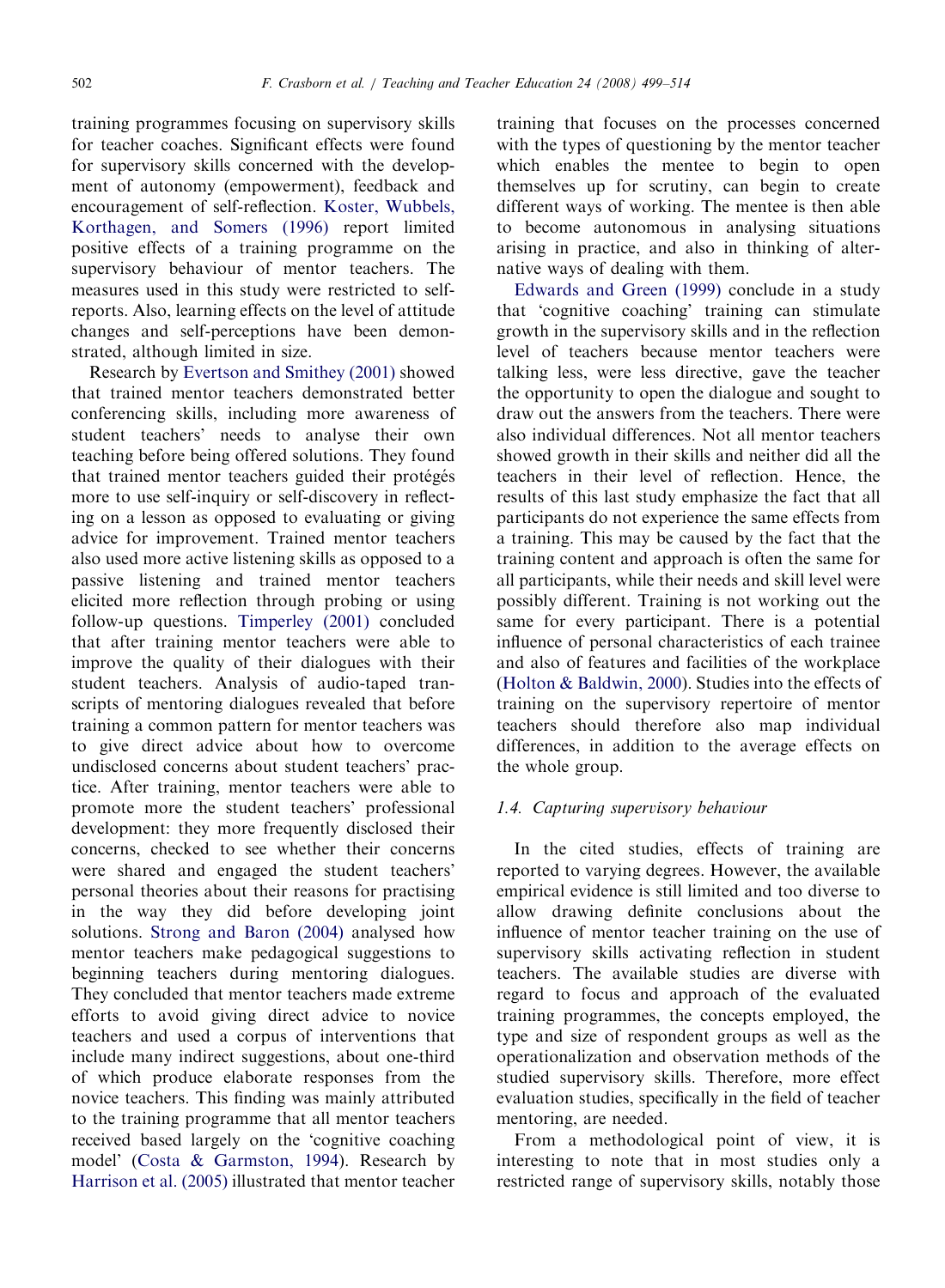training programmes focusing on supervisory skills for teacher coaches. Significant effects were found for supervisory skills concerned with the development of autonomy (empowerment), feedback and encouragement of self-reflection. Koster, Wubbels, Korthagen, and Somers (1996) report limited positive effects of a training programme on the supervisory behaviour of mentor teachers. The measures used in this study were restricted to self-reports. Also, learning effects on the level of attitude changes and self-perceptions have been demonstrated, although limited in size.

Research by Evertson and Smithey (2001) showed that trained mentor teachers demonstrated better conferencing skills, including more awareness of student teachers' needs to analyse their own teaching before being offered solutions. They found that trained mentor teachers guided their protégés more to use self-inquiry or self-discovery in reflecting on a lesson as opposed to evaluating or giving advice for improvement. Trained mentor teachers also used more active listening skills as opposed to a passive listening and trained mentor teachers elicited more reflection through probing or using follow-up questions. Timperley (2001) concluded that after training mentor teachers were able to improve the quality of their dialogues with their student teachers. Analysis of audio-taped transcripts of mentoring dialogues revealed that before training a common pattern for mentor teachers was to give direct advice about how to overcome undisclosed concerns about student teachers' practice. After training, mentor teachers were able to promote more the student teachers' professional development: they more frequently disclosed their concerns, checked to see whether their concerns were shared and engaged the student teachers' personal theories about their reasons for practising in the way they did before developing joint solutions. Strong and Baron (2004) analysed how mentor teachers make pedagogical suggestions to beginning teachers during mentoring dialogues. They concluded that mentor teachers made extreme efforts to avoid giving direct advice to novice teachers and used a corpus of interventions that include many indirect suggestions, about one-third of which produce elaborate responses from the novice teachers. This finding was mainly attributed to the training programme that all mentor teachers received based largely on the 'cognitive coaching model' (Costa & Garmston, 1994). Research by Harrison et al. (2005) illustrated that mentor teacher training that focuses on the processes concerned with the types of questioning by the mentor teacher which enables the mentee to begin to open themselves up for scrutiny, can begin to create different ways of working. The mentee is then able to become autonomous in analysing situations arising in practice, and also in thinking of alternative ways of dealing with them.

Edwards and Green (1999) conclude in a study that 'cognitive coaching' training can stimulate growth in the supervisory skills and in the reflection level of teachers because mentor teachers were talking less, were less directive, gave the teacher the opportunity to open the dialogue and sought to draw out the answers from the teachers. There were also individual differences. Not all mentor teachers showed growth in their skills and neither did all the teachers in their level of reflection. Hence, the results of this last study emphasize the fact that all participants do not experience the same effects from a training. This may be caused by the fact that the training content and approach is often the same for all participants, while their needs and skill level were possibly different. Training is not working out the same for every participant. There is a potential influence of personal characteristics of each trainee and also of features and facilities of the workplace (Holton & Baldwin, 2000). Studies into the effects of training on the supervisory repertoire of mentor teachers should therefore also map individual differences, in addition to the average effects on the whole group.

### *1.4. Capturing supervisory behaviour*

In the cited studies, effects of training are reported to varying degrees. However, the available empirical evidence is still limited and too diverse to allow drawing definite conclusions about the influence of mentor teacher training on the use of supervisory skills activating reflection in student teachers. The available studies are diverse with regard to focus and approach of the evaluated training programmes, the concepts employed, the type and size of respondent groups as well as the operationalization and observation methods of the studied supervisory skills. Therefore, more effect evaluation studies, specifically in the field of teacher mentoring, are needed.

From a methodological point of view, it is interesting to note that in most studies only a restricted range of supervisory skills, notably those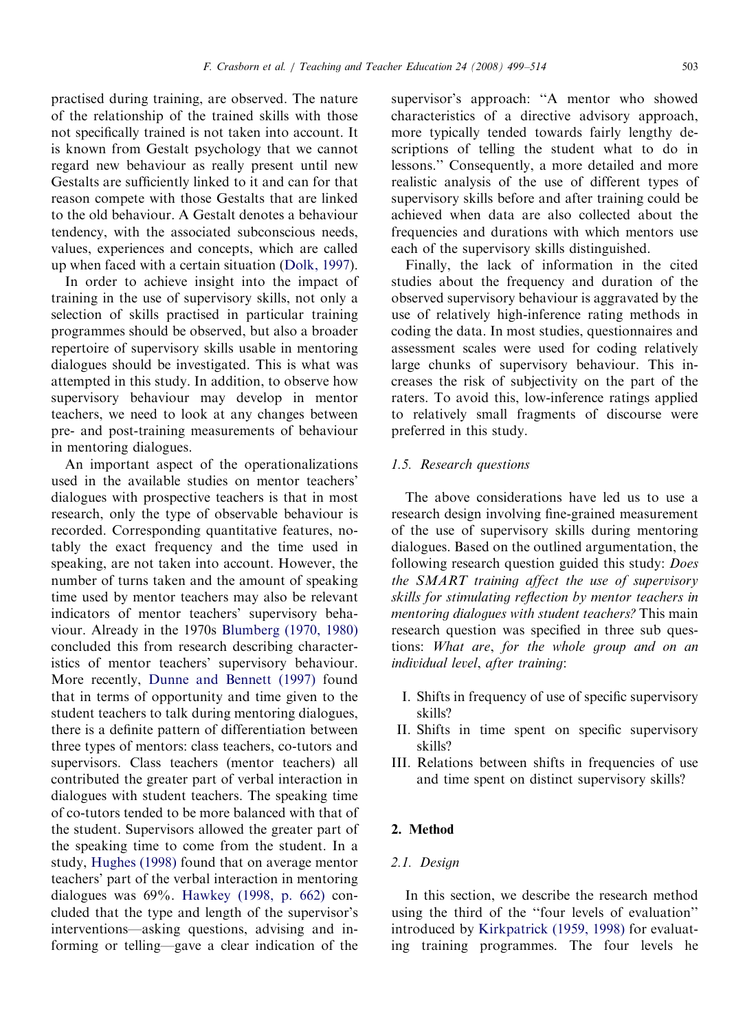practised during training, are observed. The nature of the relationship of the trained skills with those not specifically trained is not taken into account. It is known from Gestalt psychology that we cannot regard new behaviour as really present until new Gestalts are sufficiently linked to it and can for that reason compete with those Gestalts that are linked to the old behaviour. A Gestalt denotes a behaviour tendency, with the associated subconscious needs, values, experiences and concepts, which are called up when faced with a certain situation (Dolk, 1997).

In order to achieve insight into the impact of training in the use of supervisory skills, not only a selection of skills practised in particular training programmes should be observed, but also a broader repertoire of supervisory skills usable in mentoring dialogues should be investigated. This is what was attempted in this study. In addition, to observe how supervisory behaviour may develop in mentor teachers, we need to look at any changes between pre- and post-training measurements of behaviour in mentoring dialogues.

An important aspect of the operationalizations used in the available studies on mentor teachers' dialogues with prospective teachers is that in most research, only the type of observable behaviour is recorded. Corresponding quantitative features, notably the exact frequency and the time used in speaking, are not taken into account. However, the number of turns taken and the amount of speaking time used by mentor teachers may also be relevant indicators of mentor teachers' supervisory behaviour. Already in the 1970s Blumberg (1970, 1980) concluded this from research describing characteristics of mentor teachers' supervisory behaviour. More recently, Dunne and Bennett (1997) found that in terms of opportunity and time given to the student teachers to talk during mentoring dialogues, there is a definite pattern of differentiation between three types of mentors: class teachers, co-tutors and supervisors. Class teachers (mentor teachers) all contributed the greater part of verbal interaction in dialogues with student teachers. The speaking time of co-tutors tended to be more balanced with that of the student. Supervisors allowed the greater part of the speaking time to come from the student. In a study, Hughes (1998) found that on average mentor teachers' part of the verbal interaction in mentoring dialogues was 69%. Hawkey (1998, p. 662) concluded that the type and length of the supervisor's interventions—asking questions, advising and informing or telling—gave a clear indication of the supervisor's approach: "A mentor who showed characteristics of a directive advisory approach, more typically tended towards fairly lengthy descriptions of telling the student what to do in lessons." Consequently, a more detailed and more realistic analysis of the use of different types of supervisory skills before and after training could be achieved when data are also collected about the frequencies and durations with which mentors use each of the supervisory skills distinguished.

Finally, the lack of information in the cited studies about the frequency and duration of the observed supervisory behaviour is aggravated by the use of relatively high-inference rating methods in coding the data. In most studies, questionnaires and assessment scales were used for coding relatively large chunks of supervisory behaviour. This increases the risk of subjectivity on the part of the raters. To avoid this, low-inference ratings applied to relatively small fragments of discourse were preferred in this study.

### 1.5. Research questions

The above considerations have led us to use a research design involving fine-grained measurement of the use of supervisory skills during mentoring dialogues. Based on the outlined argumentation, the following research question guided this study: *Does the SMART training affect the use of supervisory skills for stimulating reflection by mentor teachers in mentoring dialogues with student teachers?* This main research question was specified in three sub questions: *What are, for the whole group and on an individual level, after training*:

I. Shifts in frequency of use of specific supervisory skills?
II. Shifts in time spent on specific supervisory skills?
III. Relations between shifts in frequencies of use and time spent on distinct supervisory skills?

## 2. Method

### 2.1. Design

In this section, we describe the research method using the third of the "four levels of evaluation" introduced by Kirkpatrick (1959, 1998) for evaluating training programmes. The four levels he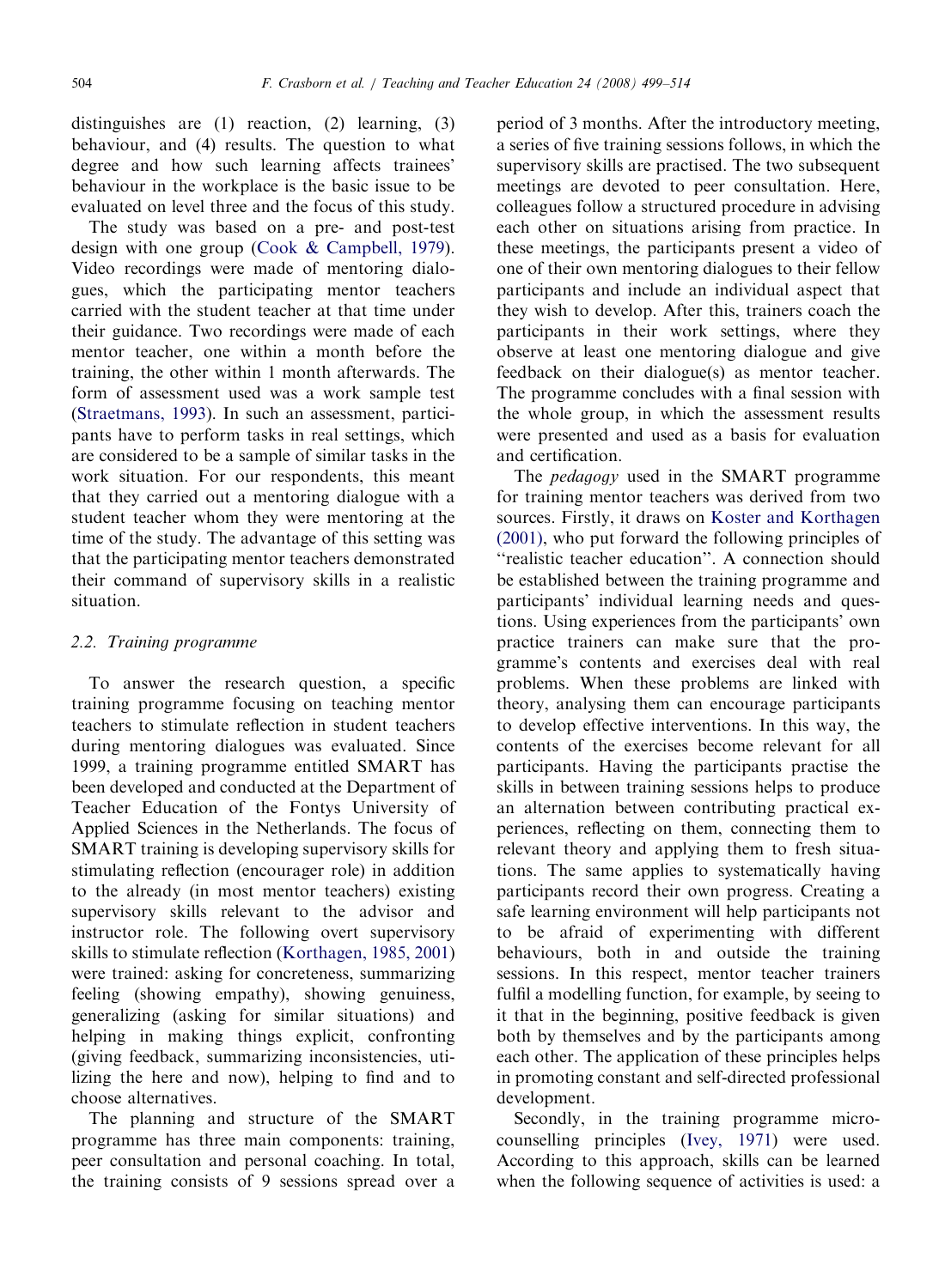distinguishes are (1) reaction, (2) learning, (3) behaviour, and (4) results. The question to what degree and how such learning affects trainees' behaviour in the workplace is the basic issue to be evaluated on level three and the focus of this study.

The study was based on a pre- and post-test design with one group (Cook & Campbell, 1979). Video recordings were made of mentoring dialogues, which the participating mentor teachers carried with the student teacher at that time under their guidance. Two recordings were made of each mentor teacher, one within a month before the training, the other within 1 month afterwards. The form of assessment used was a work sample test (Straetmans, 1993). In such an assessment, participants have to perform tasks in real settings, which are considered to be a sample of similar tasks in the work situation. For our respondents, this meant that they carried out a mentoring dialogue with a student teacher whom they were mentoring at the time of the study. The advantage of this setting was that the participating mentor teachers demonstrated their command of supervisory skills in a realistic situation.

### 2.2. Training programme

To answer the research question, a specific training programme focusing on teaching mentor teachers to stimulate reflection in student teachers during mentoring dialogues was evaluated. Since 1999, a training programme entitled SMART has been developed and conducted at the Department of Teacher Education of the Fontys University of Applied Sciences in the Netherlands. The focus of SMART training is developing supervisory skills for stimulating reflection (encourager role) in addition to the already (in most mentor teachers) existing supervisory skills relevant to the advisor and instructor role. The following overt supervisory skills to stimulate reflection (Korthagen, 1985, 2001) were trained: asking for concreteness, summarizing feeling (showing empathy), showing genuiness, generalizing (asking for similar situations) and helping in making things explicit, confronting (giving feedback, summarizing inconsistencies, utilizing the here and now), helping to find and to choose alternatives.

The planning and structure of the SMART programme has three main components: training, peer consultation and personal coaching. In total, the training consists of 9 sessions spread over a period of 3 months. After the introductory meeting, a series of five training sessions follows, in which the supervisory skills are practised. The two subsequent meetings are devoted to peer consultation. Here, colleagues follow a structured procedure in advising each other on situations arising from practice. In these meetings, the participants present a video of one of their own mentoring dialogues to their fellow participants and include an individual aspect that they wish to develop. After this, trainers coach the participants in their work settings, where they observe at least one mentoring dialogue and give feedback on their dialogue(s) as mentor teacher. The programme concludes with a final session with the whole group, in which the assessment results were presented and used as a basis for evaluation and certification.

The *pedagogy* used in the SMART programme for training mentor teachers was derived from two sources. Firstly, it draws on Koster and Korthagen (2001), who put forward the following principles of "realistic teacher education". A connection should be established between the training programme and participants' individual learning needs and questions. Using experiences from the participants' own practice trainers can make sure that the programme's contents and exercises deal with real problems. When these problems are linked with theory, analysing them can encourage participants to develop effective interventions. In this way, the contents of the exercises become relevant for all participants. Having the participants practise the skills in between training sessions helps to produce an alternation between contributing practical experiences, reflecting on them, connecting them to relevant theory and applying them to fresh situations. The same applies to systematically having participants record their own progress. Creating a safe learning environment will help participants not to be afraid of experimenting with different behaviours, both in and outside the training sessions. In this respect, mentor teacher trainers fulfil a modelling function, for example, by seeing to it that in the beginning, positive feedback is given both by themselves and by the participants among each other. The application of these principles helps in promoting constant and self-directed professional development.

Secondly, in the training programme micro-counselling principles (Ivey, 1971) were used. According to this approach, skills can be learned when the following sequence of activities is used: a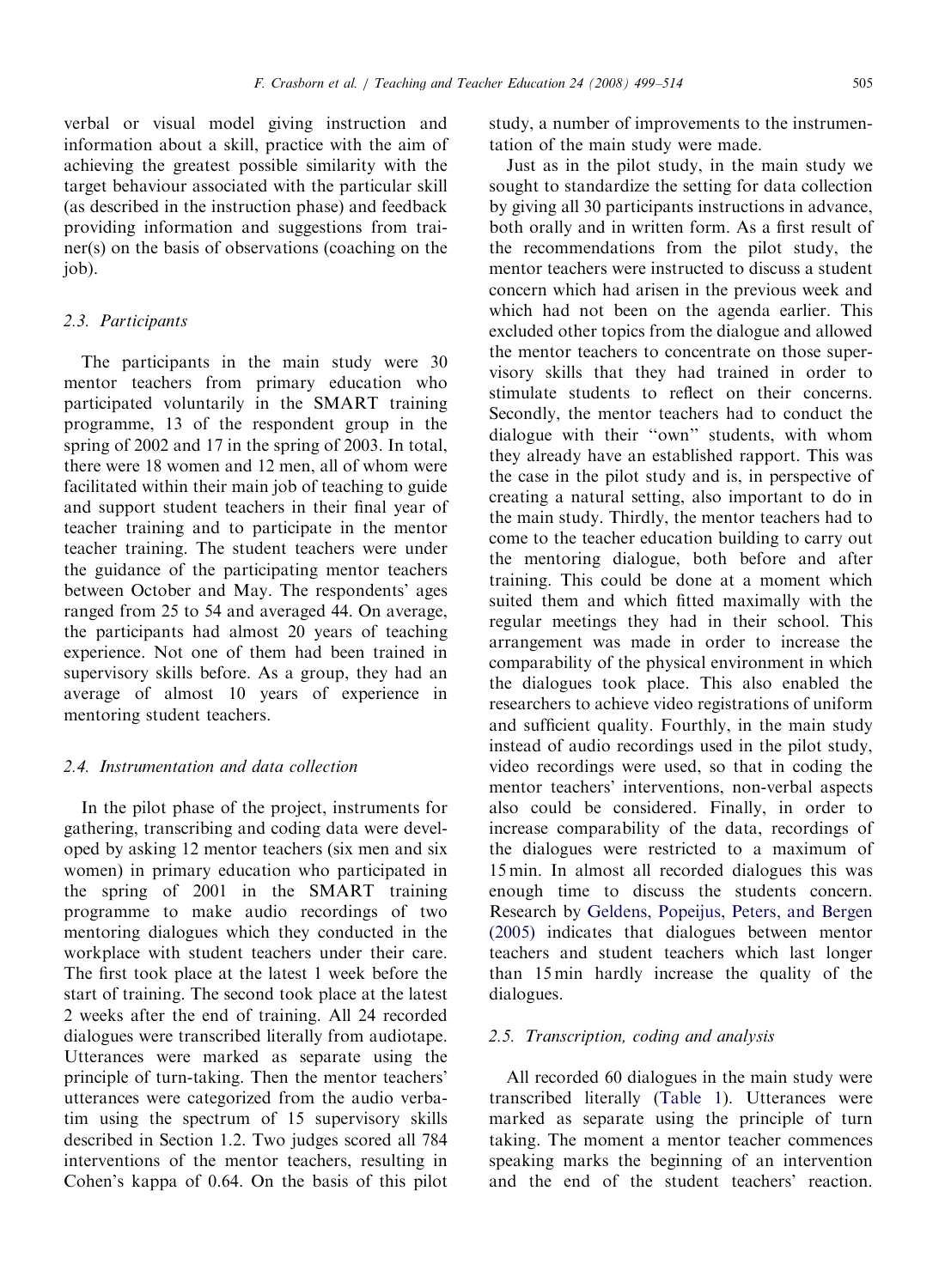verbal or visual model giving instruction and information about a skill, practice with the aim of achieving the greatest possible similarity with the target behaviour associated with the particular skill (as described in the instruction phase) and feedback providing information and suggestions from trainer(s) on the basis of observations (coaching on the job).

### 2.3. Participants

The participants in the main study were 30 mentor teachers from primary education who participated voluntarily in the SMART training programme, 13 of the respondent group in the spring of 2002 and 17 in the spring of 2003. In total, there were 18 women and 12 men, all of whom were facilitated within their main job of teaching to guide and support student teachers in their final year of teacher training and to participate in the mentor teacher training. The student teachers were under the guidance of the participating mentor teachers between October and May. The respondents' ages ranged from 25 to 54 and averaged 44. On average, the participants had almost 20 years of teaching experience. Not one of them had been trained in supervisory skills before. As a group, they had an average of almost 10 years of experience in mentoring student teachers.

### 2.4. Instrumentation and data collection

In the pilot phase of the project, instruments for gathering, transcribing and coding data were developed by asking 12 mentor teachers (six men and six women) in primary education who participated in the spring of 2001 in the SMART training programme to make audio recordings of two mentoring dialogues which they conducted in the workplace with student teachers under their care. The first took place at the latest 1 week before the start of training. The second took place at the latest 2 weeks after the end of training. All 24 recorded dialogues were transcribed literally from audiotape. Utterances were marked as separate using the principle of turn-taking. Then the mentor teachers' utterances were categorized from the audio verbatim using the spectrum of 15 supervisory skills described in Section 1.2. Two judges scored all 784 interventions of the mentor teachers, resulting in Cohen's kappa of 0.64. On the basis of this pilot study, a number of improvements to the instrumentation of the main study were made.

Just as in the pilot study, in the main study we sought to standardize the setting for data collection by giving all 30 participants instructions in advance, both orally and in written form. As a first result of the recommendations from the pilot study, the mentor teachers were instructed to discuss a student concern which had arisen in the previous week and which had not been on the agenda earlier. This excluded other topics from the dialogue and allowed the mentor teachers to concentrate on those supervisory skills that they had trained in order to stimulate students to reflect on their concerns. Secondly, the mentor teachers had to conduct the dialogue with their "own" students, with whom they already have an established rapport. This was the case in the pilot study and is, in perspective of creating a natural setting, also important to do in the main study. Thirdly, the mentor teachers had to come to the teacher education building to carry out the mentoring dialogue, both before and after training. This could be done at a moment which suited them and which fitted maximally with the regular meetings they had in their school. This arrangement was made in order to increase the comparability of the physical environment in which the dialogues took place. This also enabled the researchers to achieve video registrations of uniform and sufficient quality. Fourthly, in the main study instead of audio recordings used in the pilot study, video recordings were used, so that in coding the mentor teachers' interventions, non-verbal aspects also could be considered. Finally, in order to increase comparability of the data, recordings of the dialogues were restricted to a maximum of 15 min. In almost all recorded dialogues this was enough time to discuss the students concern. Research by Geldens, Popeijus, Peters, and Bergen (2005) indicates that dialogues between mentor teachers and student teachers which last longer than 15 min hardly increase the quality of the dialogues.

### 2.5. Transcription, coding and analysis

All recorded 60 dialogues in the main study were transcribed literally (Table 1). Utterances were marked as separate using the principle of turn taking. The moment a mentor teacher commences speaking marks the beginning of an intervention and the end of the student teachers' reaction.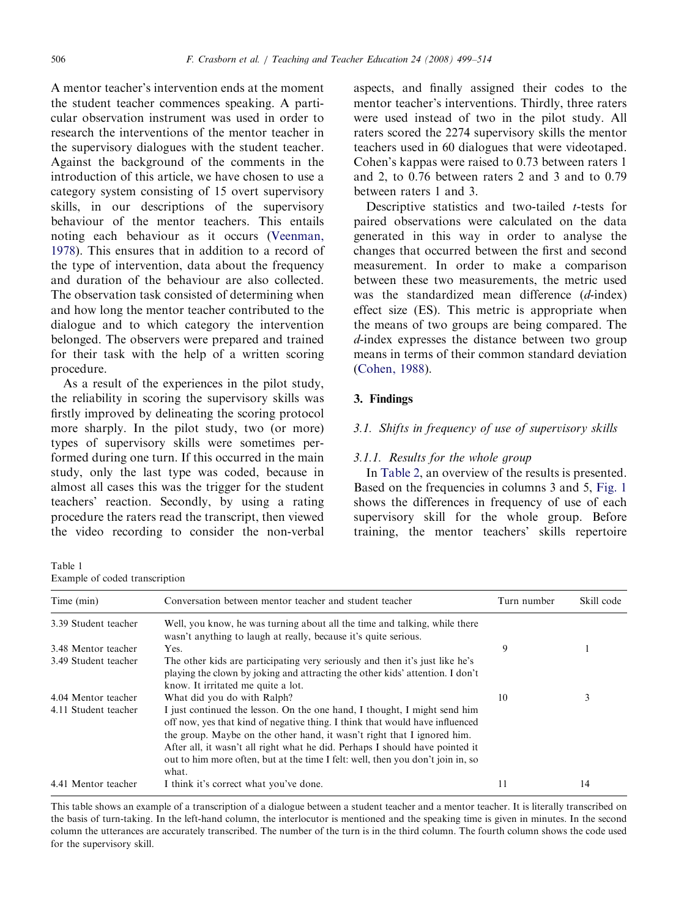A mentor teacher's intervention ends at the moment the student teacher commences speaking. A particular observation instrument was used in order to research the interventions of the mentor teacher in the supervisory dialogues with the student teacher. Against the background of the comments in the introduction of this article, we have chosen to use a category system consisting of 15 overt supervisory skills, in our descriptions of the supervisory behaviour of the mentor teachers. This entails noting each behaviour as it occurs (Veenman, 1978). This ensures that in addition to a record of the type of intervention, data about the frequency and duration of the behaviour are also collected. The observation task consisted of determining when and how long the mentor teacher contributed to the dialogue and to which category the intervention belonged. The observers were prepared and trained for their task with the help of a written scoring procedure.

As a result of the experiences in the pilot study, the reliability in scoring the supervisory skills was firstly improved by delineating the scoring protocol more sharply. In the pilot study, two (or more) types of supervisory skills were sometimes performed during one turn. If this occurred in the main study, only the last type was coded, because in almost all cases this was the trigger for the student teachers' reaction. Secondly, by using a rating procedure the raters read the transcript, then viewed the video recording to consider the non-verbal aspects, and finally assigned their codes to the mentor teacher's interventions. Thirdly, three raters were used instead of two in the pilot study. All raters scored the 2274 supervisory skills the mentor teachers used in 60 dialogues that were videotaped. Cohen's kappas were raised to 0.73 between raters 1 and 2, to 0.76 between raters 2 and 3 and to 0.79 between raters 1 and 3.

Descriptive statistics and two-tailed *t*-tests for paired observations were calculated on the data generated in this way in order to analyse the changes that occurred between the first and second measurement. In order to make a comparison between these two measurements, the metric used was the standardized mean difference (*d*-index) effect size (ES). This metric is appropriate when the means of two groups are being compared. The *d*-index expresses the distance between two group means in terms of their common standard deviation (Cohen, 1988).

## 3. Findings

### 3.1. Shifts in frequency of use of supervisory skills

#### 3.1.1. Results for the whole group

In Table 2, an overview of the results is presented. Based on the frequencies in columns 3 and 5, Fig. 1 shows the differences in frequency of use of each supervisory skill for the whole group. Before training, the mentor teachers' skills repertoire

Table 1
Example of coded transcription

| Time (min) | Conversation between mentor teacher and student teacher | Turn number | Skill code |
|---|---|---|---|
| 3.39 Student teacher | Well, you know, he was turning about all the time and talking, while there wasn't anything to laugh at really, because it's quite serious. | | |
| 3.48 Mentor teacher | Yes. | 9 | 1 |
| 3.49 Student teacher | The other kids are participating very seriously and then it's just like he's playing the clown by joking and attracting the other kids' attention. I don't know. It irritated me quite a lot. | | |
| 4.04 Mentor teacher | What did you do with Ralph? | 10 | 3 |
| 4.11 Student teacher | I just continued the lesson. On the one hand, I thought, I might send him off now, yes that kind of negative thing. I think that would have influenced the group. Maybe on the other hand, it wasn't right that I ignored him. After all, it wasn't all right what he did. Perhaps I should have pointed it out to him more often, but at the time I felt: well, then you don't join in, so what. | | |
| 4.41 Mentor teacher | I think it's correct what you've done. | 11 | 14 |

This table shows an example of a transcription of a dialogue between a student teacher and a mentor teacher. It is literally transcribed on the basis of turn-taking. In the left-hand column, the interlocutor is mentioned and the speaking time is given in minutes. In the second column the utterances are accurately transcribed. The number of the turn is in the third column. The fourth column shows the code used for the supervisory skill.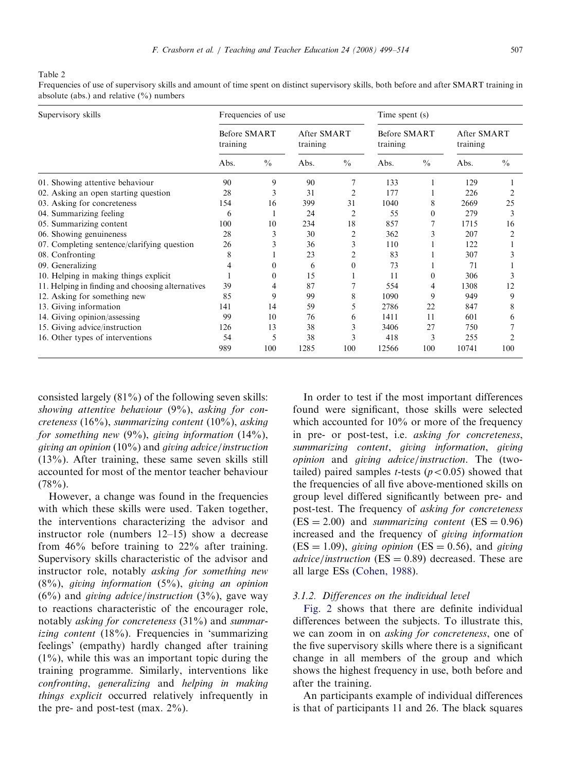Table 2

Frequencies of use of supervisory skills and amount of time spent on distinct supervisory skills, both before and after SMART training in absolute (abs.) and relative (%) numbers

| Supervisory skills | Frequencies of use | | | | Time spent (s) | | | |
|---|---|---|---|---|---|---|---|---|
| | Before SMART training | | After SMART training | | Before SMART training | | After SMART training | |
| | Abs. | % | Abs. | % | Abs. | % | Abs. | % |
| 01. Showing attentive behaviour | 90 | 9 | 90 | 7 | 133 | 1 | 129 | 1 |
| 02. Asking an open starting question | 28 | 3 | 31 | 2 | 177 | 1 | 226 | 2 |
| 03. Asking for concreteness | 154 | 16 | 399 | 31 | 1040 | 8 | 2669 | 25 |
| 04. Summarizing feeling | 6 | 1 | 24 | 2 | 55 | 0 | 279 | 3 |
| 05. Summarizing content | 100 | 10 | 234 | 18 | 857 | 7 | 1715 | 16 |
| 06. Showing genuineness | 28 | 3 | 30 | 2 | 362 | 3 | 207 | 2 |
| 07. Completing sentence/clarifying question | 26 | 3 | 36 | 3 | 110 | 1 | 122 | 1 |
| 08. Confronting | 8 | 1 | 23 | 2 | 83 | 1 | 307 | 3 |
| 09. Generalizing | 4 | 0 | 6 | 0 | 73 | 1 | 71 | 1 |
| 10. Helping in making things explicit | 1 | 0 | 15 | 1 | 11 | 0 | 306 | 3 |
| 11. Helping in finding and choosing alternatives | 39 | 4 | 87 | 7 | 554 | 4 | 1308 | 12 |
| 12. Asking for something new | 85 | 9 | 99 | 8 | 1090 | 9 | 949 | 9 |
| 13. Giving information | 141 | 14 | 59 | 5 | 2786 | 22 | 847 | 8 |
| 14. Giving opinion/assessing | 99 | 10 | 76 | 6 | 1411 | 11 | 601 | 6 |
| 15. Giving advice/instruction | 126 | 13 | 38 | 3 | 3406 | 27 | 750 | 7 |
| 16. Other types of interventions | 54 | 5 | 38 | 3 | 418 | 3 | 255 | 2 |
| | 989 | 100 | 1285 | 100 | 12566 | 100 | 10741 | 100 |

consisted largely (81%) of the following seven skills: *showing attentive behaviour* (9%), *asking for concreteness* (16%), *summarizing content* (10%), *asking for something new* (9%), *giving information* (14%), *giving an opinion* (10%) and *giving advice/instruction* (13%). After training, these same seven skills still accounted for most of the mentor teacher behaviour (78%).

However, a change was found in the frequencies with which these skills were used. Taken together, the interventions characterizing the advisor and instructor role (numbers 12–15) show a decrease from 46% before training to 22% after training. Supervisory skills characteristic of the advisor and instructor role, notably *asking for something new* (8%), *giving information* (5%), *giving an opinion* (6%) and *giving advice/instruction* (3%), gave way to reactions characteristic of the encourager role, notably *asking for concreteness* (31%) and *summarizing content* (18%). Frequencies in 'summarizing feelings' (empathy) hardly changed after training (1%), while this was an important topic during the training programme. Similarly, interventions like *confronting*, *generalizing* and *helping in making things explicit* occurred relatively infrequently in the pre- and post-test (max. 2%).

In order to test if the most important differences found were significant, those skills were selected which accounted for 10% or more of the frequency in pre- or post-test, i.e. *asking for concreteness*, *summarizing content*, *giving information*, *giving opinion* and *giving advice/instruction*. The (two-tailed) paired samples *t*-tests ($p<0.05$) showed that the frequencies of all five above-mentioned skills on group level differed significantly between pre- and post-test. The frequency of *asking for concreteness* ($\mathrm{ES}=2.00$) and *summarizing content* ($\mathrm{ES}=0.96$) increased and the frequency of *giving information* ($\mathrm{ES}=1.09$), *giving opinion* ($\mathrm{ES}=0.56$), and *giving advice/instruction* ($\mathrm{ES}=0.89$) decreased. These are all large ESs (Cohen, 1988).

### 3.1.2. Differences on the individual level

Fig. 2 shows that there are definite individual differences between the subjects. To illustrate this, we can zoom in on *asking for concreteness*, one of the five supervisory skills where there is a significant change in all members of the group and which shows the highest frequency in use, both before and after the training.

An participants example of individual differences is that of participants 11 and 26. The black squares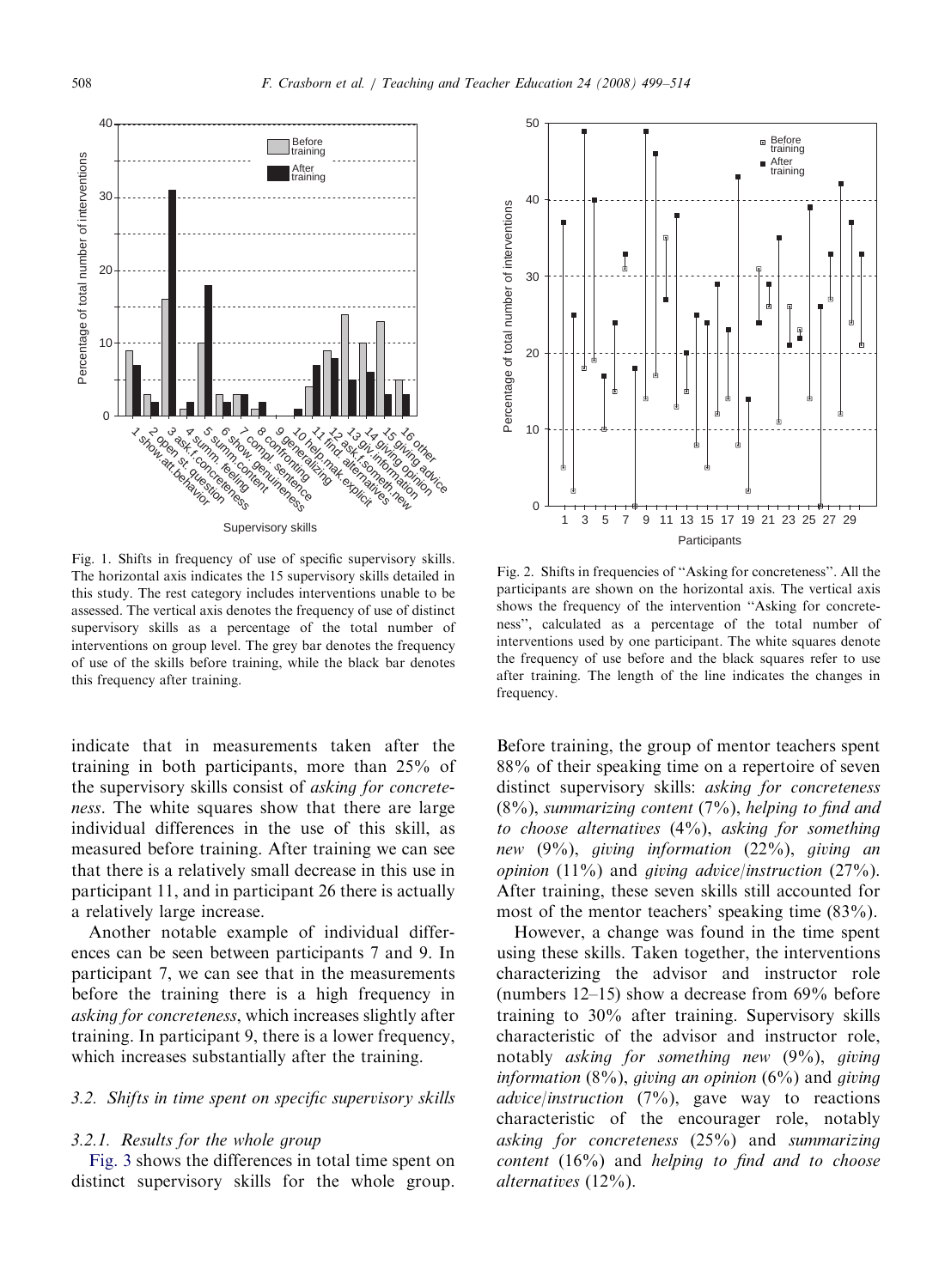Fig. 1. Shifts in frequency of use of specific supervisory skills. The horizontal axis indicates the 15 supervisory skills detailed in this study. The rest category includes interventions unable to be assessed. The vertical axis denotes the frequency of use of distinct supervisory skills as a percentage of the total number of interventions on group level. The grey bar denotes the frequency of use of the skills before training, while the black bar denotes this frequency after training.

Fig. 2. Shifts in frequencies of "Asking for concreteness". All the participants are shown on the horizontal axis. The vertical axis shows the frequency of the intervention "Asking for concreteness", calculated as a percentage of the total number of interventions used by one participant. The white squares denote the frequency of use before and the black squares refer to use after training. The length of the line indicates the changes in frequency.

indicate that in measurements taken after the training in both participants, more than 25% of the supervisory skills consist of *asking for concreteness*. The white squares show that there are large individual differences in the use of this skill, as measured before training. After training we can see that there is a relatively small decrease in this use in participant 11, and in participant 26 there is actually a relatively large increase.

Another notable example of individual differences can be seen between participants 7 and 9. In participant 7, we can see that in the measurements before the training there is a high frequency in *asking for concreteness*, which increases slightly after training. In participant 9, there is a lower frequency, which increases substantially after the training.

### 3.2. Shifts in time spent on specific supervisory skills

#### 3.2.1. Results for the whole group

Fig. 3 shows the differences in total time spent on distinct supervisory skills for the whole group. Before training, the group of mentor teachers spent 88% of their speaking time on a repertoire of seven distinct supervisory skills: *asking for concreteness* (8%), *summarizing content* (7%), *helping to find and to choose alternatives* (4%), *asking for something new* (9%), *giving information* (22%), *giving an opinion* (11%) and *giving advice/instruction* (27%). After training, these seven skills still accounted for most of the mentor teachers' speaking time (83%).

However, a change was found in the time spent using these skills. Taken together, the interventions characterizing the advisor and instructor role (numbers 12–15) show a decrease from 69% before training to 30% after training. Supervisory skills characteristic of the advisor and instructor role, notably *asking for something new* (9%), *giving information* (8%), *giving an opinion* (6%) and *giving advice/instruction* (7%), gave way to reactions characteristic of the encourager role, notably *asking for concreteness* (25%) and *summarizing content* (16%) and *helping to find and to choose alternatives* (12%).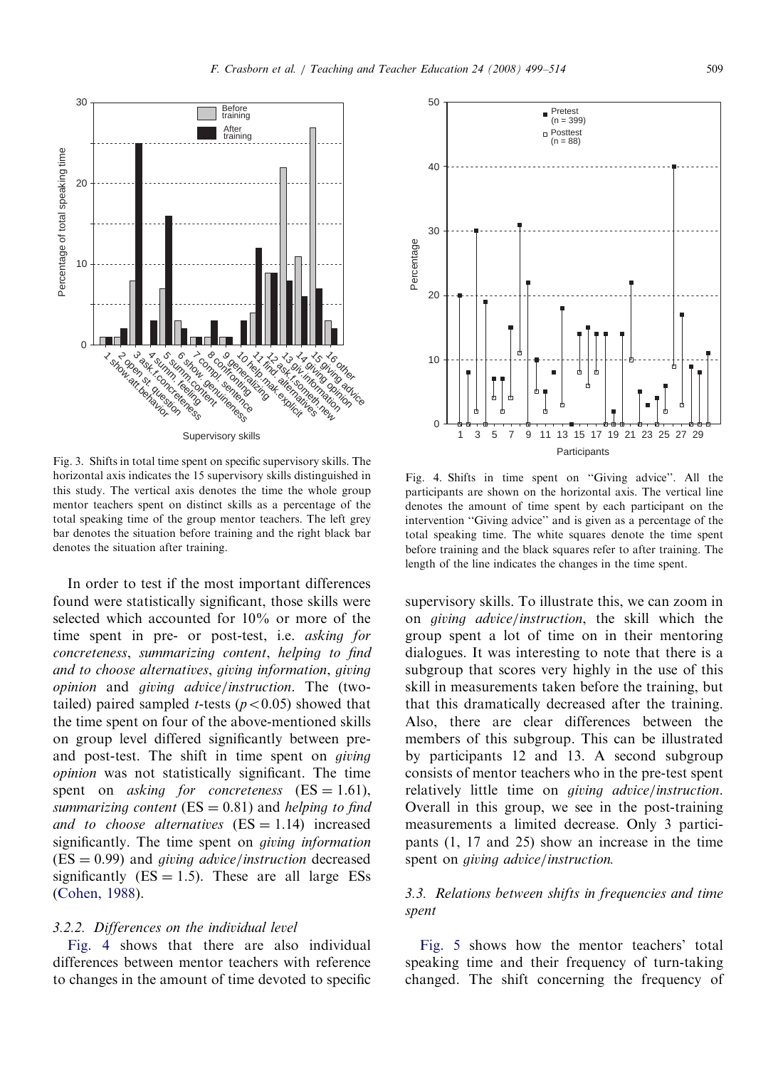Fig. 3. Shifts in total time spent on specific supervisory skills. The horizontal axis indicates the 15 supervisory skills distinguished in this study. The vertical axis denotes the time the whole group mentor teachers spent on distinct skills as a percentage of the total speaking time of the group mentor teachers. The left grey bar denotes the situation before training and the right black bar denotes the situation after training.

Fig. 4. Shifts in time spent on "Giving advice". All the participants are shown on the horizontal axis. The vertical line denotes the amount of time spent by each participant on the intervention "Giving advice" and is given as a percentage of the total speaking time. The white squares denote the time spent before training and the black squares refer to after training. The length of the line indicates the changes in the time spent.

In order to test if the most important differences found were statistically significant, those skills were selected which accounted for 10% or more of the time spent in pre- or post-test, i.e. *asking for concreteness*, *summarizing content*, *helping to find and to choose alternatives*, *giving information*, *giving opinion* and *giving advice/instruction*. The (two-tailed) paired sampled $t$-tests ($p<0.05$) showed that the time spent on four of the above-mentioned skills on group level differed significantly between pre- and post-test. The shift in time spent on *giving opinion* was not statistically significant. The time spent on *asking for concreteness* ($ES = 1.61$), *summarizing content* ($ES = 0.81$) and *helping to find and to choose alternatives* ($ES = 1.14$) increased significantly. The time spent on *giving information* ($ES = 0.99$) and *giving advice/instruction* decreased significantly ($ES = 1.5$). These are all large ESs (Cohen, 1988).

### 3.2.2. Differences on the individual level

Fig. 4 shows that there are also individual differences between mentor teachers with reference to changes in the amount of time devoted to specific supervisory skills. To illustrate this, we can zoom in on *giving advice/instruction*, the skill which the group spent a lot of time on in their mentoring dialogues. It was interesting to note that there is a subgroup that scores very highly in the use of this skill in measurements taken before the training, but that this dramatically decreased after the training. Also, there are clear differences between the members of this subgroup. This can be illustrated by participants 12 and 13. A second subgroup consists of mentor teachers who in the pre-test spent relatively little time on *giving advice/instruction*. Overall in this group, we see in the post-training measurements a limited decrease. Only 3 participants (1, 17 and 25) show an increase in the time spent on *giving advice/instruction.*

## 3.3. Relations between shifts in frequencies and time spent

Fig. 5 shows how the mentor teachers' total speaking time and their frequency of turn-taking changed. The shift concerning the frequency of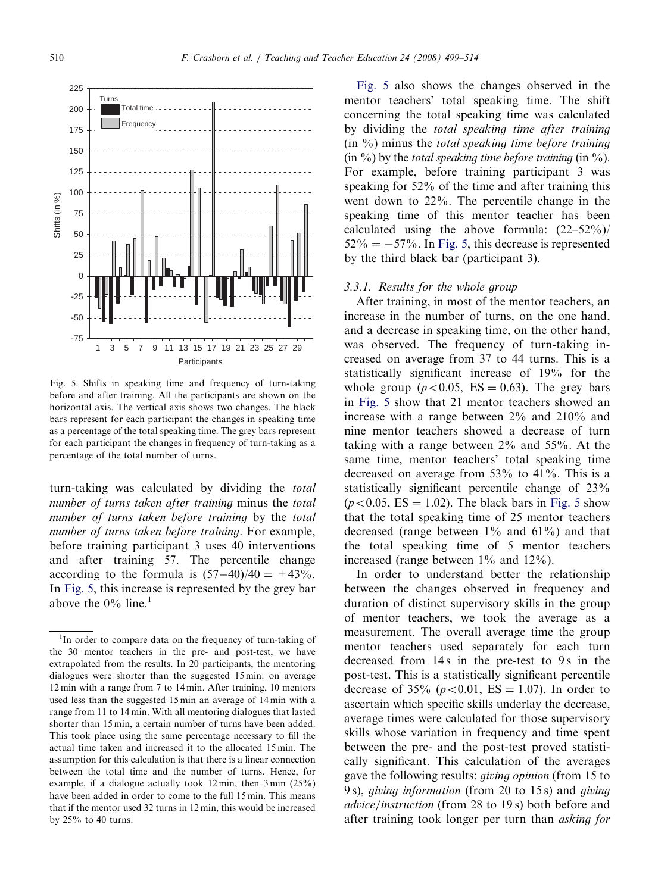Fig. 5. Shifts in speaking time and frequency of turn-taking before and after training. All the participants are shown on the horizontal axis. The vertical axis shows two changes. The black bars represent for each participant the changes in speaking time as a percentage of the total speaking time. The grey bars represent for each participant the changes in frequency of turn-taking as a percentage of the total number of turns.

turn-taking was calculated by dividing the *total number of turns taken after training* minus the *total number of turns taken before training* by the *total number of turns taken before training*. For example, before training participant 3 uses 40 interventions and after training 57. The percentile change according to the formula is $(57-40)/40 = +43\%$. In Fig. 5, this increase is represented by the grey bar above the 0% line.[1]

Fig. 5 also shows the changes observed in the mentor teachers' total speaking time. The shift concerning the total speaking time was calculated by dividing the *total speaking time after training* (in %) minus the *total speaking time before training* (in %) by the *total speaking time before training* (in %). For example, before training participant 3 was speaking for 52% of the time and after training this went down to 22%. The percentile change in the speaking time of this mentor teacher has been calculated using the above formula: $(22–52\%)/52\% = -57\%$. In Fig. 5, this decrease is represented by the third black bar (participant 3).

#### 3.3.1. Results for the whole group

After training, in most of the mentor teachers, an increase in the number of turns, on the one hand, and a decrease in speaking time, on the other hand, was observed. The frequency of turn-taking increased on average from 37 to 44 turns. This is a statistically significant increase of 19% for the whole group ($p<0.05$, $ES = 0.63$). The grey bars in Fig. 5 show that 21 mentor teachers showed an increase with a range between 2% and 210% and nine mentor teachers showed a decrease of turn taking with a range between 2% and 55%. At the same time, mentor teachers' total speaking time decreased on average from 53% to 41%. This is a statistically significant percentile change of 23% ($p<0.05$, $ES = 1.02$). The black bars in Fig. 5 show that the total speaking time of 25 mentor teachers decreased (range between 1% and 61%) and that the total speaking time of 5 mentor teachers increased (range between 1% and 12%).

In order to understand better the relationship between the changes observed in frequency and duration of distinct supervisory skills in the group of mentor teachers, we took the average as a measurement. The overall average time the group mentor teachers used separately for each turn decreased from 14 s in the pre-test to 9 s in the post-test. This is a statistically significant percentile decrease of 35% ($p<0.01$, $ES = 1.07$). In order to ascertain which specific skills underlay the decrease, average times were calculated for those supervisory skills whose variation in frequency and time spent between the pre- and the post-test proved statistically significant. This calculation of the averages gave the following results: *giving opinion* (from 15 to 9 s), *giving information* (from 20 to 15 s) and *giving advice/instruction* (from 28 to 19 s) both before and after training took longer per turn than *asking for*

[1] In order to compare data on the frequency of turn-taking of the 30 mentor teachers in the pre- and post-test, we have extrapolated from the results. In 20 participants, the mentoring dialogues were shorter than the suggested 15 min: on average 12 min with a range from 7 to 14 min. After training, 10 mentors used less than the suggested 15 min an average of 14 min with a range from 11 to 14 min. With all mentoring dialogues that lasted shorter than 15 min, a certain number of turns have been added. This took place using the same percentage necessary to fill the actual time taken and increased it to the allocated 15 min. The assumption for this calculation is that there is a linear connection between the total time and the number of turns. Hence, for example, if a dialogue actually took 12 min, then 3 min (25%) have been added in order to come to the full 15 min. This means that if the mentor used 32 turns in 12 min, this would be increased by 25% to 40 turns.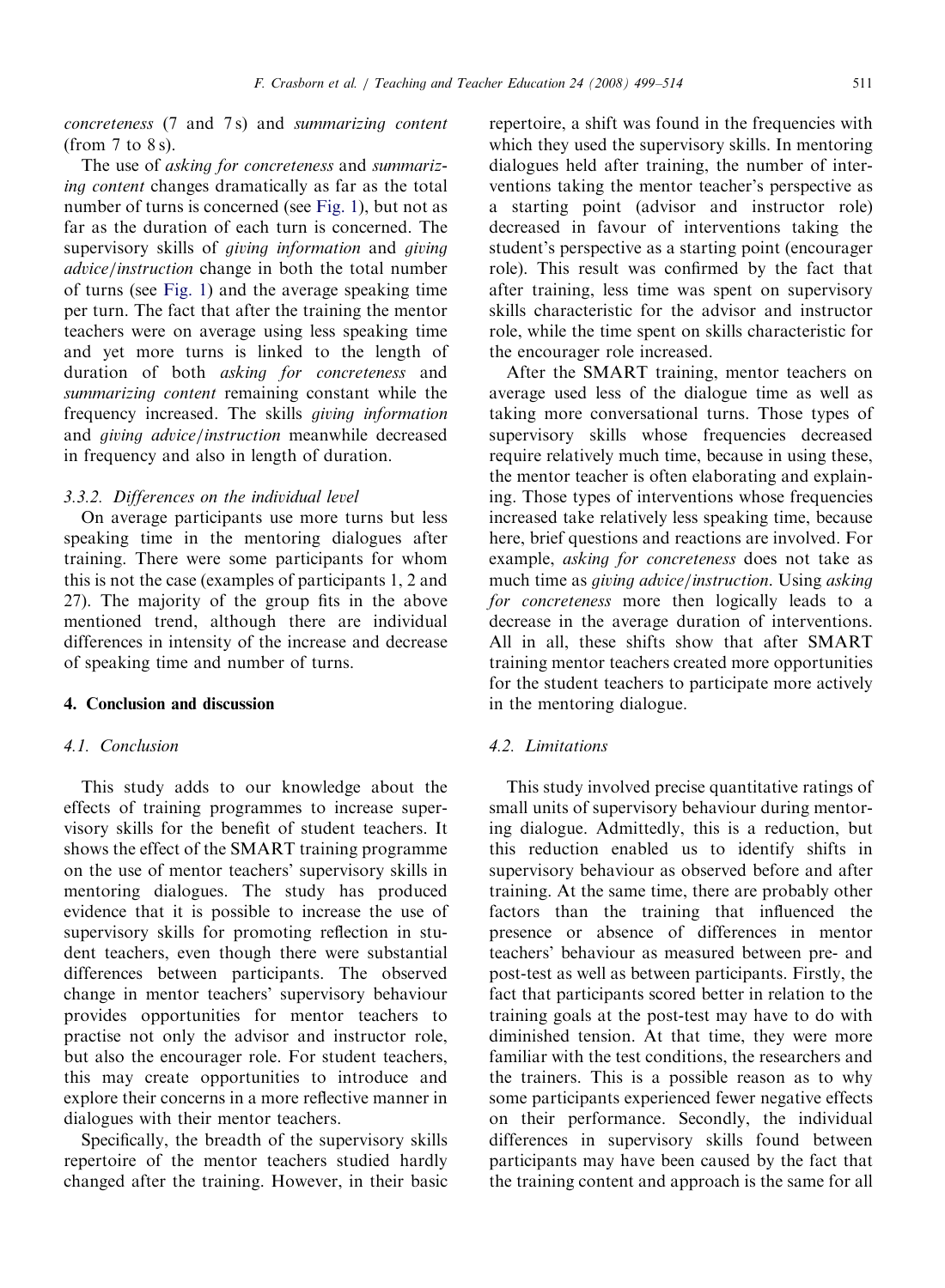*concreteness* (7 and 7 s) and *summarizing content* (from 7 to 8 s).

The use of *asking for concreteness* and *summarizing content* changes dramatically as far as the total number of turns is concerned (see Fig. 1), but not as far as the duration of each turn is concerned. The supervisory skills of *giving information* and *giving advice/instruction* change in both the total number of turns (see Fig. 1) and the average speaking time per turn. The fact that after the training the mentor teachers were on average using less speaking time and yet more turns is linked to the length of duration of both *asking for concreteness* and *summarizing content* remaining constant while the frequency increased. The skills *giving information* and *giving advice/instruction* meanwhile decreased in frequency and also in length of duration.

### 3.3.2. Differences on the individual level

On average participants use more turns but less speaking time in the mentoring dialogues after training. There were some participants for whom this is not the case (examples of participants 1, 2 and 27). The majority of the group fits in the above mentioned trend, although there are individual differences in intensity of the increase and decrease of speaking time and number of turns.

## 4. Conclusion and discussion

### 4.1. Conclusion

This study adds to our knowledge about the effects of training programmes to increase supervisory skills for the benefit of student teachers. It shows the effect of the SMART training programme on the use of mentor teachers' supervisory skills in mentoring dialogues. The study has produced evidence that it is possible to increase the use of supervisory skills for promoting reflection in student teachers, even though there were substantial differences between participants. The observed change in mentor teachers' supervisory behaviour provides opportunities for mentor teachers to practise not only the advisor and instructor role, but also the encourager role. For student teachers, this may create opportunities to introduce and explore their concerns in a more reflective manner in dialogues with their mentor teachers.

Specifically, the breadth of the supervisory skills repertoire of the mentor teachers studied hardly changed after the training. However, in their basic repertoire, a shift was found in the frequencies with which they used the supervisory skills. In mentoring dialogues held after training, the number of interventions taking the mentor teacher's perspective as a starting point (advisor and instructor role) decreased in favour of interventions taking the student's perspective as a starting point (encourager role). This result was confirmed by the fact that after training, less time was spent on supervisory skills characteristic for the advisor and instructor role, while the time spent on skills characteristic for the encourager role increased.

After the SMART training, mentor teachers on average used less of the dialogue time as well as taking more conversational turns. Those types of supervisory skills whose frequencies decreased require relatively much time, because in using these, the mentor teacher is often elaborating and explaining. Those types of interventions whose frequencies increased take relatively less speaking time, because here, brief questions and reactions are involved. For example, *asking for concreteness* does not take as much time as *giving advice/instruction*. Using *asking for concreteness* more then logically leads to a decrease in the average duration of interventions. All in all, these shifts show that after SMART training mentor teachers created more opportunities for the student teachers to participate more actively in the mentoring dialogue.

### 4.2. Limitations

This study involved precise quantitative ratings of small units of supervisory behaviour during mentoring dialogue. Admittedly, this is a reduction, but this reduction enabled us to identify shifts in supervisory behaviour as observed before and after training. At the same time, there are probably other factors than the training that influenced the presence or absence of differences in mentor teachers' behaviour as measured between pre- and post-test as well as between participants. Firstly, the fact that participants scored better in relation to the training goals at the post-test may have to do with diminished tension. At that time, they were more familiar with the test conditions, the researchers and the trainers. This is a possible reason as to why some participants experienced fewer negative effects on their performance. Secondly, the individual differences in supervisory skills found between participants may have been caused by the fact that the training content and approach is the same for all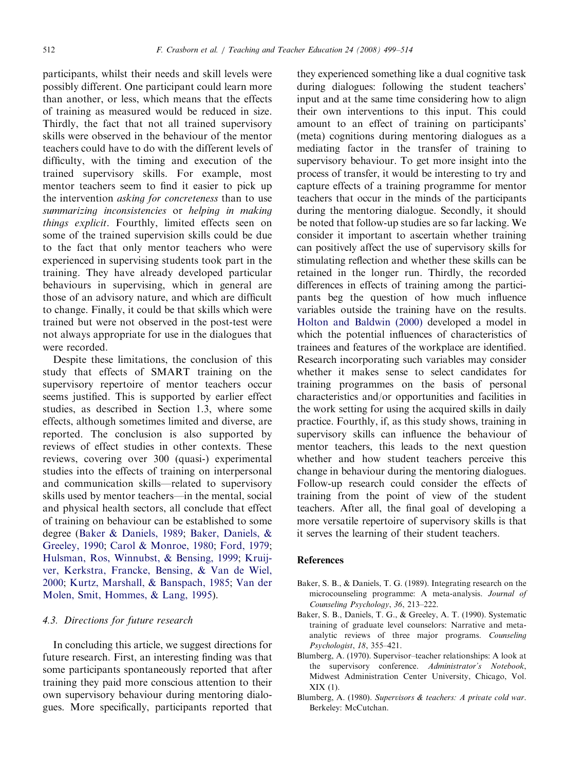participants, whilst their needs and skill levels were possibly different. One participant could learn more than another, or less, which means that the effects of training as measured would be reduced in size. Thirdly, the fact that not all trained supervisory skills were observed in the behaviour of the mentor teachers could have to do with the different levels of difficulty, with the timing and execution of the trained supervisory skills. For example, most mentor teachers seem to find it easier to pick up the intervention *asking for concreteness* than to use *summarizing inconsistencies* or *helping in making things explicit*. Fourthly, limited effects seen on some of the trained supervision skills could be due to the fact that only mentor teachers who were experienced in supervising students took part in the training. They have already developed particular behaviours in supervising, which in general are those of an advisory nature, and which are difficult to change. Finally, it could be that skills which were trained but were not observed in the post-test were not always appropriate for use in the dialogues that were recorded.

Despite these limitations, the conclusion of this study that effects of SMART training on the supervisory repertoire of mentor teachers occur seems justified. This is supported by earlier effect studies, as described in Section 1.3, where some effects, although sometimes limited and diverse, are reported. The conclusion is also supported by reviews of effect studies in other contexts. These reviews, covering over 300 (quasi-) experimental studies into the effects of training on interpersonal and communication skills—related to supervisory skills used by mentor teachers—in the mental, social and physical health sectors, all conclude that effect of training on behaviour can be established to some degree (Baker & Daniels, 1989; Baker, Daniels, & Greeley, 1990; Carol & Monroe, 1980; Ford, 1979; Hulsman, Ros, Winnubst, & Bensing, 1999; Kruijver, Kerkstra, Francke, Bensing, & Van de Wiel, 2000; Kurtz, Marshall, & Banspach, 1985; Van der Molen, Smit, Hommes, & Lang, 1995).

### 4.3. Directions for future research

In concluding this article, we suggest directions for future research. First, an interesting finding was that some participants spontaneously reported that after training they paid more conscious attention to their own supervisory behaviour during mentoring dialogues. More specifically, participants reported that they experienced something like a dual cognitive task during dialogues: following the student teachers' input and at the same time considering how to align their own interventions to this input. This could amount to an effect of training on participants' (meta) cognitions during mentoring dialogues as a mediating factor in the transfer of training to supervisory behaviour. To get more insight into the process of transfer, it would be interesting to try and capture effects of a training programme for mentor teachers that occur in the minds of the participants during the mentoring dialogue. Secondly, it should be noted that follow-up studies are so far lacking. We consider it important to ascertain whether training can positively affect the use of supervisory skills for stimulating reflection and whether these skills can be retained in the longer run. Thirdly, the recorded differences in effects of training among the participants beg the question of how much influence variables outside the training have on the results. Holton and Baldwin (2000) developed a model in which the potential influences of characteristics of trainees and features of the workplace are identified. Research incorporating such variables may consider whether it makes sense to select candidates for training programmes on the basis of personal characteristics and/or opportunities and facilities in the work setting for using the acquired skills in daily practice. Fourthly, if, as this study shows, training in supervisory skills can influence the behaviour of mentor teachers, this leads to the next question whether and how student teachers perceive this change in behaviour during the mentoring dialogues. Follow-up research could consider the effects of training from the point of view of the student teachers. After all, the final goal of developing a more versatile repertoire of supervisory skills is that it serves the learning of their student teachers.

## References

Baker, S. B., & Daniels, T. G. (1989). Integrating research on the microcounseling programme: A meta-analysis. *Journal of Counseling Psychology*, *36*, 213–222.

Baker, S. B., Daniels, T. G., & Greeley, A. T. (1990). Systematic training of graduate level counselors: Narrative and meta-analytic reviews of three major programs. *Counseling Psychologist*, *18*, 355–421.

Blumberg, A. (1970). Supervisor–teacher relationships: A look at the supervisory conference. *Administrator's Notebook*, Midwest Administration Center University, Chicago, Vol. XIX (1).

Blumberg, A. (1980). *Supervisors & teachers: A private cold war*. Berkeley: McCutchan.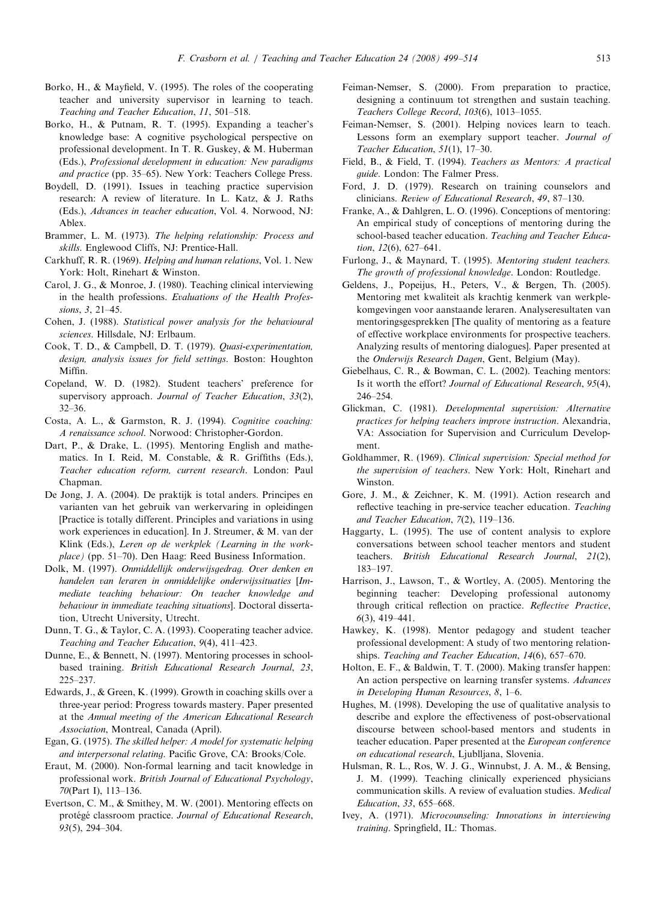Borko, H., & Mayfield, V. (1995). The roles of the cooperating teacher and university supervisor in learning to teach. *Teaching and Teacher Education*, *11*, 501–518.

Borko, H., & Putnam, R. T. (1995). Expanding a teacher's knowledge base: A cognitive psychological perspective on professional development. In T. R. Guskey, & M. Huberman (Eds.), *Professional development in education: New paradigms and practice* (pp. 35–65). New York: Teachers College Press.

Boydell, D. (1991). Issues in teaching practice supervision research: A review of literature. In L. Katz, & J. Raths (Eds.), *Advances in teacher education*, Vol. 4. Norwood, NJ: Ablex.

Brammer, L. M. (1973). *The helping relationship: Process and skills*. Englewood Cliffs, NJ: Prentice-Hall.

Carkhuff, R. R. (1969). *Helping and human relations*, Vol. 1. New York: Holt, Rinehart & Winston.

Carol, J. G., & Monroe, J. (1980). Teaching clinical interviewing in the health professions. *Evaluations of the Health Professions*, *3*, 21–45.

Cohen, J. (1988). *Statistical power analysis for the behavioural sciences*. Hillsdale, NJ: Erlbaum.

Cook, T. D., & Campbell, D. T. (1979). *Quasi-experimentation, design, analysis issues for field settings*. Boston: Houghton Mifflin.

Copeland, W. D. (1982). Student teachers' preference for supervisory approach. *Journal of Teacher Education*, *33*(2), 32–36.

Costa, A. L., & Garmston, R. J. (1994). *Cognitive coaching: A renaissance school*. Norwood: Christopher-Gordon.

Dart, P., & Drake, L. (1995). Mentoring English and mathematics. In I. Reid, M. Constable, & R. Griffiths (Eds.), *Teacher education reform, current research*. London: Paul Chapman.

De Jong, J. A. (2004). De praktijk is total anders. Principes en varianten van het gebruik van werkervaring in opleidingen [Practice is totally different. Principles and variations in using work experiences in education]. In J. Streumer, & M. van der Klink (Eds.), *Leren op de werkplek (Learning in the workplace)* (pp. 51–70). Den Haag: Reed Business Information.

Dolk, M. (1997). *Onmiddellijk onderwijsgedrag. Over denken en handelen van leraren in onmiddellijke onderwijssituaties* [*Immediate teaching behaviour: On teacher knowledge and behaviour in immediate teaching situations*]. Doctoral dissertation, Utrecht University, Utrecht.

Dunn, T. G., & Taylor, C. A. (1993). Cooperating teacher advice. *Teaching and Teacher Education*, *9*(4), 411–423.

Dunne, E., & Bennett, N. (1997). Mentoring processes in school-based training. *British Educational Research Journal*, *23*, 225–237.

Edwards, J., & Green, K. (1999). Growth in coaching skills over a three-year period: Progress towards mastery. Paper presented at the *Annual meeting of the American Educational Research Association*, Montreal, Canada (April).

Egan, G. (1975). *The skilled helper: A model for systematic helping and interpersonal relating*. Pacific Grove, CA: Brooks/Cole.

Eraut, M. (2000). Non-formal learning and tacit knowledge in professional work. *British Journal of Educational Psychology*, *70*(Part I), 113–136.

Evertson, C. M., & Smithey, M. W. (2001). Mentoring effects on protégé classroom practice. *Journal of Educational Research*, *93*(5), 294–304.

Feiman-Nemser, S. (2000). From preparation to practice, designing a continuum tot strengthen and sustain teaching. *Teachers College Record*, *103*(6), 1013–1055.

Feiman-Nemser, S. (2001). Helping novices learn to teach. Lessons form an exemplary support teacher. *Journal of Teacher Education*, *51*(1), 17–30.

Field, B., & Field, T. (1994). *Teachers as Mentors: A practical guide*. London: The Falmer Press.

Ford, J. D. (1979). Research on training counselors and clinicians. *Review of Educational Research*, *49*, 87–130.

Franke, A., & Dahlgren, L. O. (1996). Conceptions of mentoring: An empirical study of conceptions of mentoring during the school-based teacher education. *Teaching and Teacher Education*, *12*(6), 627–641.

Furlong, J., & Maynard, T. (1995). *Mentoring student teachers. The growth of professional knowledge*. London: Routledge.

Geldens, J., Popeijus, H., Peters, V., & Bergen, Th. (2005). Mentoring met kwaliteit als krachtig kenmerk van werkplekomgevingen voor aanstaande leraren. Analyseresultaten van mentoringsgesprekken [The quality of mentoring as a feature of effective workplace environments for prospective teachers. Analyzing results of mentoring dialogues]. Paper presented at the *Onderwijs Research Dagen*, Gent, Belgium (May).

Giebelhaus, C. R., & Bowman, C. L. (2002). Teaching mentors: Is it worth the effort? *Journal of Educational Research*, *95*(4), 246–254.

Glickman, C. (1981). *Developmental supervision: Alternative practices for helping teachers improve instruction*. Alexandria, VA: Association for Supervision and Curriculum Development.

Goldhammer, R. (1969). *Clinical supervision: Special method for the supervision of teachers*. New York: Holt, Rinehart and Winston.

Gore, J. M., & Zeichner, K. M. (1991). Action research and reflective teaching in pre-service teacher education. *Teaching and Teacher Education*, *7*(2), 119–136.

Haggarty, L. (1995). The use of content analysis to explore conversations between school teacher mentors and student teachers. *British Educational Research Journal*, *21*(2), 183–197.

Harrison, J., Lawson, T., & Wortley, A. (2005). Mentoring the beginning teacher: Developing professional autonomy through critical reflection on practice. *Reflective Practice*, *6*(3), 419–441.

Hawkey, K. (1998). Mentor pedagogy and student teacher professional development: A study of two mentoring relationships. *Teaching and Teacher Education*, *14*(6), 657–670.

Holton, E. F., & Baldwin, T. T. (2000). Making transfer happen: An action perspective on learning transfer systems. *Advances in Developing Human Resources*, *8*, 1–6.

Hughes, M. (1998). Developing the use of qualitative analysis to describe and explore the effectiveness of post-observational discourse between school-based mentors and students in teacher education. Paper presented at the *European conference on educational research*, Ljublljana, Slovenia.

Hulsman, R. L., Ros, W. J. G., Winnubst, J. A. M., & Bensing, J. M. (1999). Teaching clinically experienced physicians communication skills. A review of evaluation studies. *Medical Education*, *33*, 655–668.

Ivey, A. (1971). *Microcounseling: Innovations in interviewing training*. Springfield, IL: Thomas.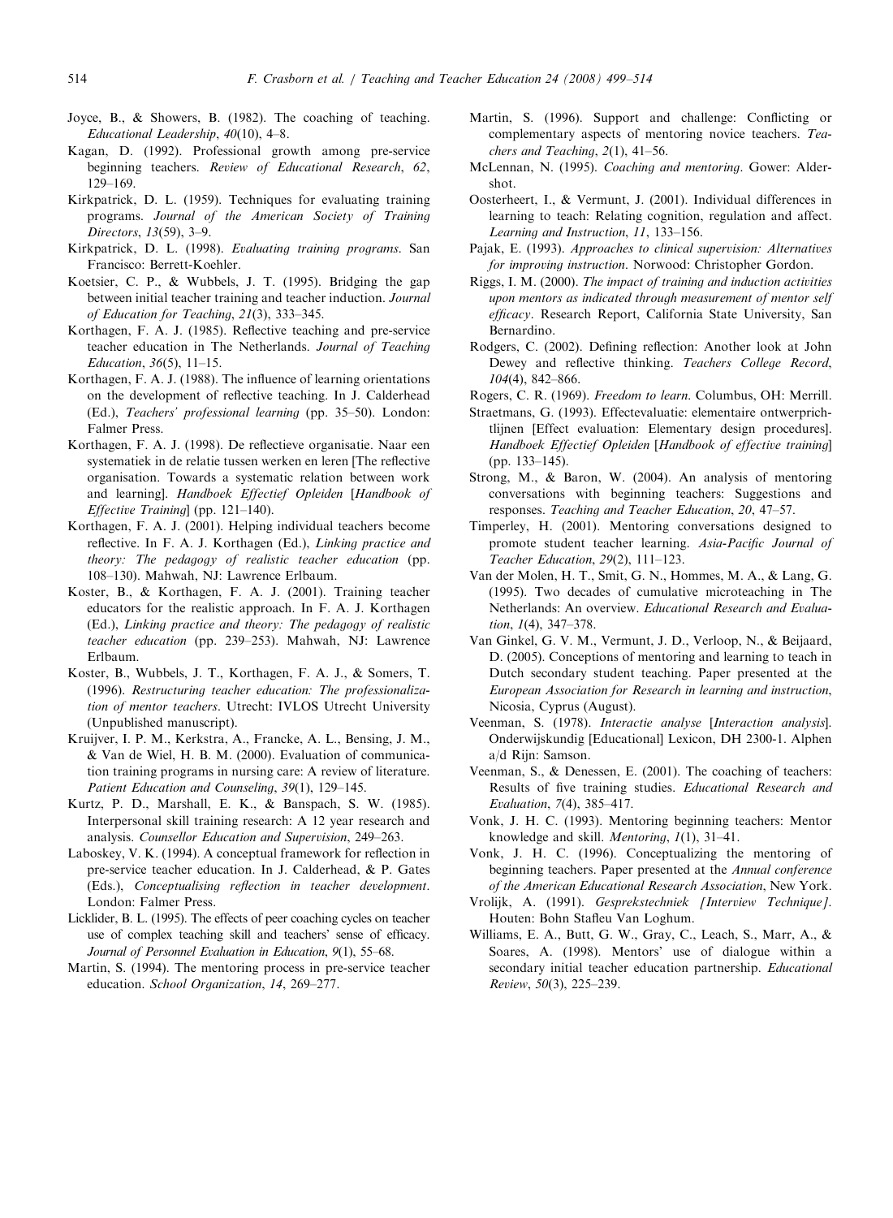Joyce, B., & Showers, B. (1982). The coaching of teaching. *Educational Leadership*, *40*(10), 4–8.

Kagan, D. (1992). Professional growth among pre-service beginning teachers. *Review of Educational Research*, *62*, 129–169.

Kirkpatrick, D. L. (1959). Techniques for evaluating training programs. *Journal of the American Society of Training Directors*, *13*(59), 3–9.

Kirkpatrick, D. L. (1998). *Evaluating training programs*. San Francisco: Berrett-Koehler.

Koetsier, C. P., & Wubbels, J. T. (1995). Bridging the gap between initial teacher training and teacher induction. *Journal of Education for Teaching*, *21*(3), 333–345.

Korthagen, F. A. J. (1985). Reflective teaching and pre-service teacher education in The Netherlands. *Journal of Teaching Education*, *36*(5), 11–15.

Korthagen, F. A. J. (1988). The influence of learning orientations on the development of reflective teaching. In J. Calderhead (Ed.), *Teachers' professional learning* (pp. 35–50). London: Falmer Press.

Korthagen, F. A. J. (1998). De reflectieve organisatie. Naar een systematiek in de relatie tussen werken en leren [The reflective organisation. Towards a systematic relation between work and learning]. *Handboek Effectief Opleiden* [*Handbook of Effective Training*] (pp. 121–140).

Korthagen, F. A. J. (2001). Helping individual teachers become reflective. In F. A. J. Korthagen (Ed.), *Linking practice and theory: The pedagogy of realistic teacher education* (pp. 108–130). Mahwah, NJ: Lawrence Erlbaum.

Koster, B., & Korthagen, F. A. J. (2001). Training teacher educators for the realistic approach. In F. A. J. Korthagen (Ed.), *Linking practice and theory: The pedagogy of realistic teacher education* (pp. 239–253). Mahwah, NJ: Lawrence Erlbaum.

Koster, B., Wubbels, J. T., Korthagen, F. A. J., & Somers, T. (1996). *Restructuring teacher education: The professionalization of mentor teachers*. Utrecht: IVLOS Utrecht University (Unpublished manuscript).

Kruijver, I. P. M., Kerkstra, A., Francke, A. L., Bensing, J. M., & Van de Wiel, H. B. M. (2000). Evaluation of communication training programs in nursing care: A review of literature. *Patient Education and Counseling*, *39*(1), 129–145.

Kurtz, P. D., Marshall, E. K., & Banspach, S. W. (1985). Interpersonal skill training research: A 12 year research and analysis. *Counsellor Education and Supervision*, 249–263.

Laboskey, V. K. (1994). A conceptual framework for reflection in pre-service teacher education. In J. Calderhead, & P. Gates (Eds.), *Conceptualising reflection in teacher development*. London: Falmer Press.

Licklider, B. L. (1995). The effects of peer coaching cycles on teacher use of complex teaching skill and teachers' sense of efficacy. *Journal of Personnel Evaluation in Education*, *9*(1), 55–68.

Martin, S. (1994). The mentoring process in pre-service teacher education. *School Organization*, *14*, 269–277.

Martin, S. (1996). Support and challenge: Conflicting or complementary aspects of mentoring novice teachers. *Teachers and Teaching*, *2*(1), 41–56.

McLennan, N. (1995). *Coaching and mentoring*. Gower: Aldershot.

Oosterheert, I., & Vermunt, J. (2001). Individual differences in learning to teach: Relating cognition, regulation and affect. *Learning and Instruction*, *11*, 133–156.

Pajak, E. (1993). *Approaches to clinical supervision: Alternatives for improving instruction*. Norwood: Christopher Gordon.

Riggs, I. M. (2000). *The impact of training and induction activities upon mentors as indicated through measurement of mentor self efficacy*. Research Report, California State University, San Bernardino.

Rodgers, C. (2002). Defining reflection: Another look at John Dewey and reflective thinking. *Teachers College Record*, *104*(4), 842–866.

Rogers, C. R. (1969). *Freedom to learn*. Columbus, OH: Merrill.

Straetmans, G. (1993). Effectevaluatie: elementaire ontwerprichtlijnen [Effect evaluation: Elementary design procedures]. *Handboek Effectief Opleiden* [*Handbook of effective training*] (pp. 133–145).

Strong, M., & Baron, W. (2004). An analysis of mentoring conversations with beginning teachers: Suggestions and responses. *Teaching and Teacher Education*, *20*, 47–57.

Timperley, H. (2001). Mentoring conversations designed to promote student teacher learning. *Asia-Pacific Journal of Teacher Education*, *29*(2), 111–123.

Van der Molen, H. T., Smit, G. N., Hommes, M. A., & Lang, G. (1995). Two decades of cumulative microteaching in The Netherlands: An overview. *Educational Research and Evaluation*, *1*(4), 347–378.

Van Ginkel, G. V. M., Vermunt, J. D., Verloop, N., & Beijaard, D. (2005). Conceptions of mentoring and learning to teach in Dutch secondary student teaching. Paper presented at the *European Association for Research in learning and instruction*, Nicosia, Cyprus (August).

Veenman, S. (1978). *Interactie analyse* [*Interaction analysis*]. Onderwijskundig [Educational] Lexicon, DH 2300-1. Alphen a/d Rijn: Samson.

Veenman, S., & Denessen, E. (2001). The coaching of teachers: Results of five training studies. *Educational Research and Evaluation*, *7*(4), 385–417.

Vonk, J. H. C. (1993). Mentoring beginning teachers: Mentor knowledge and skill. *Mentoring*, *1*(1), 31–41.

Vonk, J. H. C. (1996). Conceptualizing the mentoring of beginning teachers. Paper presented at the *Annual conference of the American Educational Research Association*, New York.

Vrolijk, A. (1991). *Gesprekstechniek [Interview Technique]*. Houten: Bohn Stafleu Van Loghum.

Williams, E. A., Butt, G. W., Gray, C., Leach, S., Marr, A., & Soares, A. (1998). Mentors' use of dialogue within a secondary initial teacher education partnership. *Educational Review*, *50*(3), 225–239.